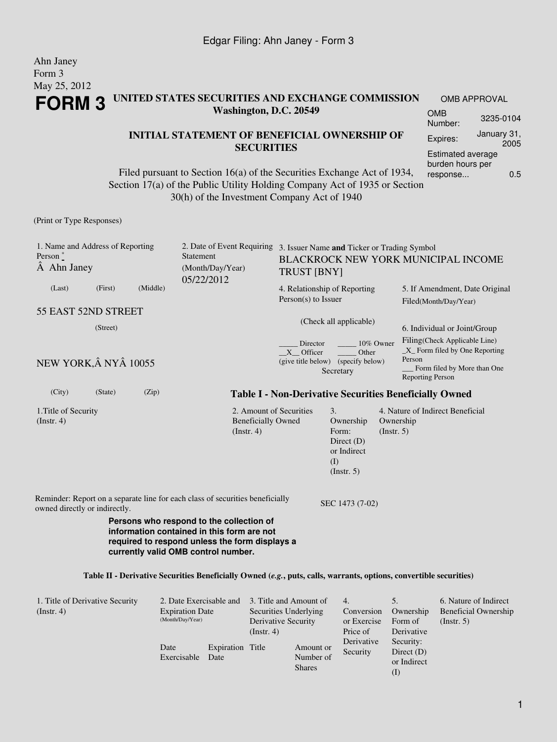Ahn Janey
Form 3
May 25, 2012

# FORM 3

**UNITED STATES SECURITIES AND EXCHANGE COMMISSION**
**Washington, D.C. 20549**

**INITIAL STATEMENT OF BENEFICIAL OWNERSHIP OF SECURITIES**

Filed pursuant to Section 16(a) of the Securities Exchange Act of 1934, Section 17(a) of the Public Utility Holding Company Act of 1935 or Section 30(h) of the Investment Company Act of 1940

| OMB APPROVAL | |
|---|---|
| OMB Number: | 3235-0104 |
| Expires: | January 31, 2005 |
| Estimated average burden hours per response... | 0.5 |

(Print or Type Responses)

1. Name and Address of Reporting Person *
Â Ahn Janey
(Last) (First) (Middle)

55 EAST 52ND STREET
(Street)

NEW YORK,Â NYÂ 10055
(City) (State) (Zip)

2. Date of Event Requiring Statement (Month/Day/Year)
05/22/2012

3. Issuer Name **and** Ticker or Trading Symbol
BLACKROCK NEW YORK MUNICIPAL INCOME TRUST [BNY]

4. Relationship of Reporting Person(s) to Issuer

(Check all applicable)

_____ Director _____ 10% Owner
__X__ Officer _____ Other
(give title below) (specify below)
Secretary

5. If Amendment, Date Original Filed(Month/Day/Year)

6. Individual or Joint/Group Filing(Check Applicable Line)
_X_ Form filed by One Reporting Person
___ Form filed by More than One Reporting Person

**Table I - Non-Derivative Securities Beneficially Owned**

| 1.Title of Security (Instr. 4) | 2. Amount of Securities Beneficially Owned (Instr. 4) | 3. Ownership Form: Direct (D) or Indirect (I) (Instr. 5) | 4. Nature of Indirect Beneficial Ownership (Instr. 5) |
|---|---|---|---|

Reminder: Report on a separate line for each class of securities beneficially owned directly or indirectly.

SEC 1473 (7-02)

**Persons who respond to the collection of information contained in this form are not required to respond unless the form displays a currently valid OMB control number.**

**Table II - Derivative Securities Beneficially Owned (*e.g.*, puts, calls, warrants, options, convertible securities)**

| 1. Title of Derivative Security (Instr. 4) | 2. Date Exercisable and Expiration Date (Month/Day/Year) | | 3. Title and Amount of Securities Underlying Derivative Security (Instr. 4) | | 4. Conversion or Exercise Price of Derivative Security | 5. Ownership Form of Derivative Security: Direct (D) or Indirect (I) | 6. Nature of Indirect Beneficial Ownership (Instr. 5) |
|---|---|---|---|---|---|---|---|
| | Date Exercisable | Expiration Date | Title | Amount or Number of Shares | | | |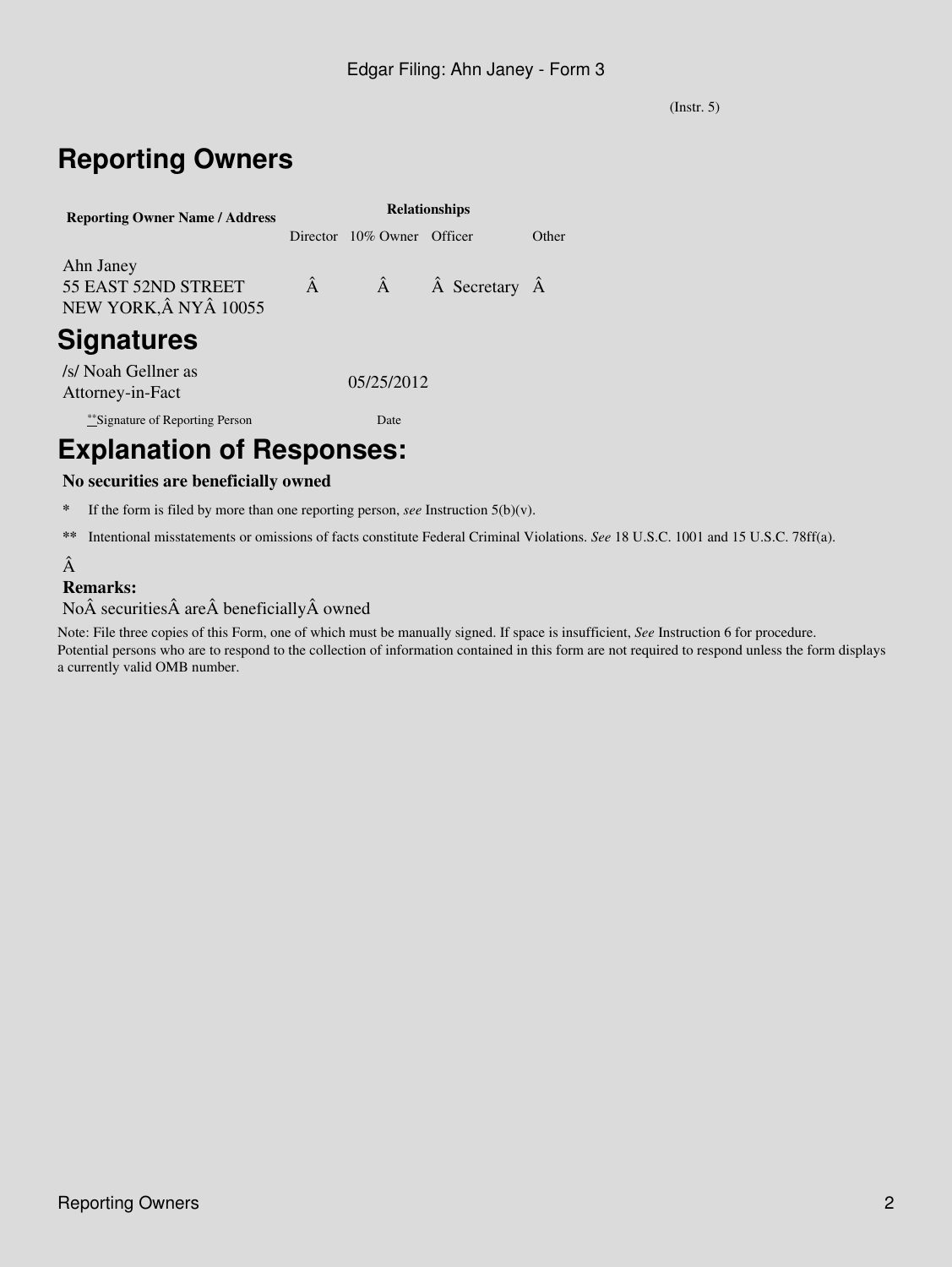(Instr. 5)

# Reporting Owners

| Reporting Owner Name / Address | Relationships | | | |
|---|---|---|---|---|
| | Director | 10% Owner | Officer | Other |
| Ahn Janey<br>55 EAST 52ND STREET<br>NEW YORK,Â NYÂ 10055 | Â | Â | Â Secretary | Â |

# Signatures

| | |
|---|---|
| /s/ Noah Gellner as Attorney-in-Fact | 05/25/2012 |
| **Signature of Reporting Person | Date |

# Explanation of Responses:

**No securities are beneficially owned**

\* If the form is filed by more than one reporting person, *see* Instruction 5(b)(v).

** Intentional misstatements or omissions of facts constitute Federal Criminal Violations. *See* 18 U.S.C. 1001 and 15 U.S.C. 78ff(a).

Â

**Remarks:**

NoÂ securitiesÂ areÂ beneficiallyÂ owned

Note: File three copies of this Form, one of which must be manually signed. If space is insufficient, *See* Instruction 6 for procedure.
Potential persons who are to respond to the collection of information contained in this form are not required to respond unless the form displays a currently valid OMB number.